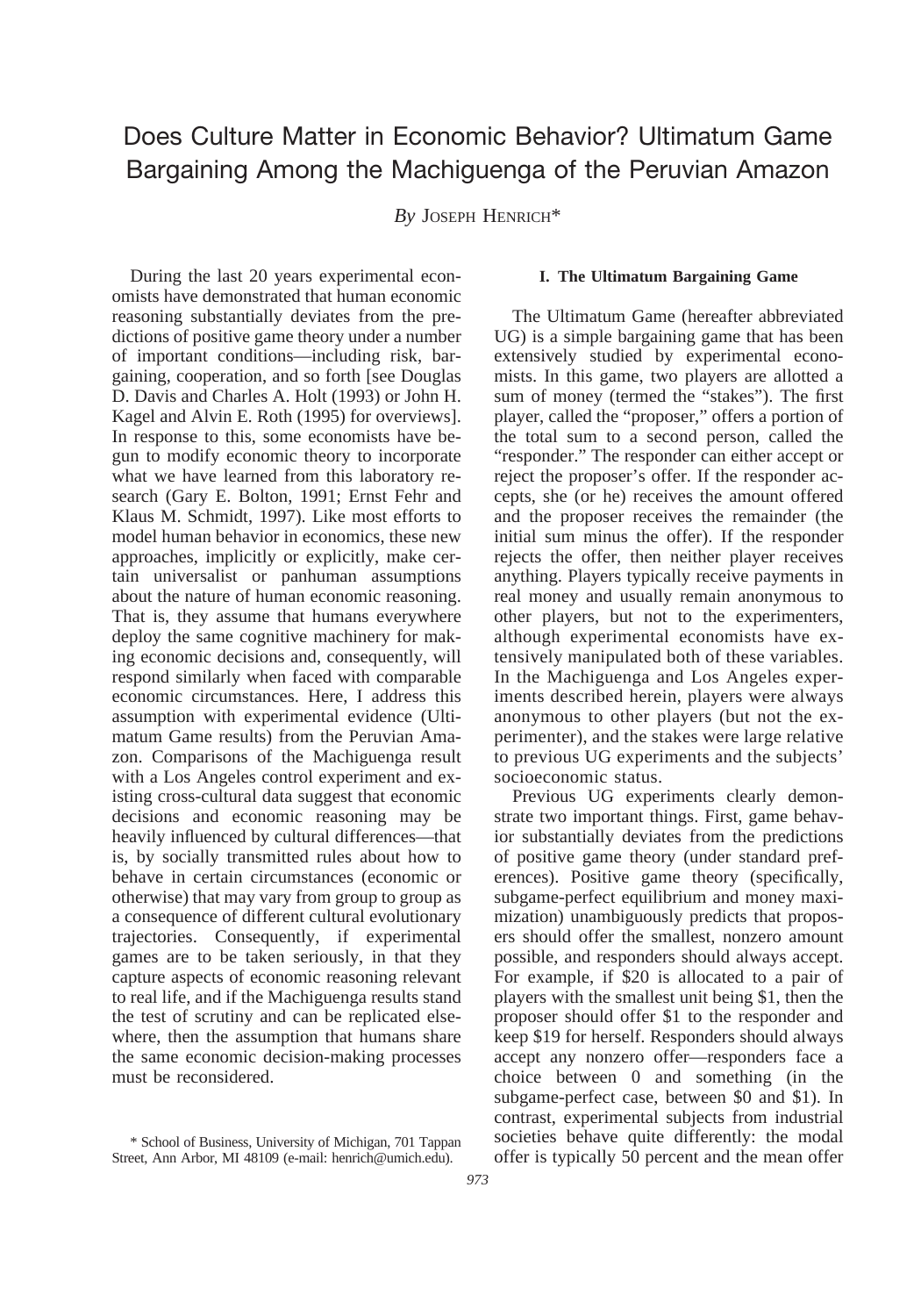# Does Culture Matter in Economic Behavior? Ultimatum Game Bargaining Among the Machiguenga of the Peruvian Amazon

*By* JOSEPH HENRICH*

During the last 20 years experimental economists have demonstrated that human economic reasoning substantially deviates from the predictions of positive game theory under a number of important conditions—including risk, bargaining, cooperation, and so forth [see Douglas D. Davis and Charles A. Holt (1993) or John H. Kagel and Alvin E. Roth (1995) for overviews]. In response to this, some economists have begun to modify economic theory to incorporate what we have learned from this laboratory research (Gary E. Bolton, 1991; Ernst Fehr and Klaus M. Schmidt, 1997). Like most efforts to model human behavior in economics, these new approaches, implicitly or explicitly, make certain universalist or panhuman assumptions about the nature of human economic reasoning. That is, they assume that humans everywhere deploy the same cognitive machinery for making economic decisions and, consequently, will respond similarly when faced with comparable economic circumstances. Here, I address this assumption with experimental evidence (Ultimatum Game results) from the Peruvian Amazon. Comparisons of the Machiguenga result with a Los Angeles control experiment and existing cross-cultural data suggest that economic decisions and economic reasoning may be heavily influenced by cultural differences—that is, by socially transmitted rules about how to behave in certain circumstances (economic or otherwise) that may vary from group to group as a consequence of different cultural evolutionary trajectories. Consequently, if experimental games are to be taken seriously, in that they capture aspects of economic reasoning relevant to real life, and if the Machiguenga results stand the test of scrutiny and can be replicated elsewhere, then the assumption that humans share the same economic decision-making processes must be reconsidered.

\* School of Business, University of Michigan, 701 Tappan Street, Ann Arbor, MI 48109 (e-mail: henrich@umich.edu).

## I. The Ultimatum Bargaining Game

The Ultimatum Game (hereafter abbreviated UG) is a simple bargaining game that has been extensively studied by experimental economists. In this game, two players are allotted a sum of money (termed the "stakes"). The first player, called the "proposer," offers a portion of the total sum to a second person, called the "responder." The responder can either accept or reject the proposer's offer. If the responder accepts, she (or he) receives the amount offered and the proposer receives the remainder (the initial sum minus the offer). If the responder rejects the offer, then neither player receives anything. Players typically receive payments in real money and usually remain anonymous to other players, but not to the experimenters, although experimental economists have extensively manipulated both of these variables. In the Machiguenga and Los Angeles experiments described herein, players were always anonymous to other players (but not the experimenter), and the stakes were large relative to previous UG experiments and the subjects' socioeconomic status.

Previous UG experiments clearly demonstrate two important things. First, game behavior substantially deviates from the predictions of positive game theory (under standard preferences). Positive game theory (specifically, subgame-perfect equilibrium and money maximization) unambiguously predicts that proposers should offer the smallest, nonzero amount possible, and responders should always accept. For example, if \$20 is allocated to a pair of players with the smallest unit being \$1, then the proposer should offer \$1 to the responder and keep \$19 for herself. Responders should always accept any nonzero offer—responders face a choice between 0 and something (in the subgame-perfect case, between \$0 and \$1). In contrast, experimental subjects from industrial societies behave quite differently: the modal offer is typically 50 percent and the mean offer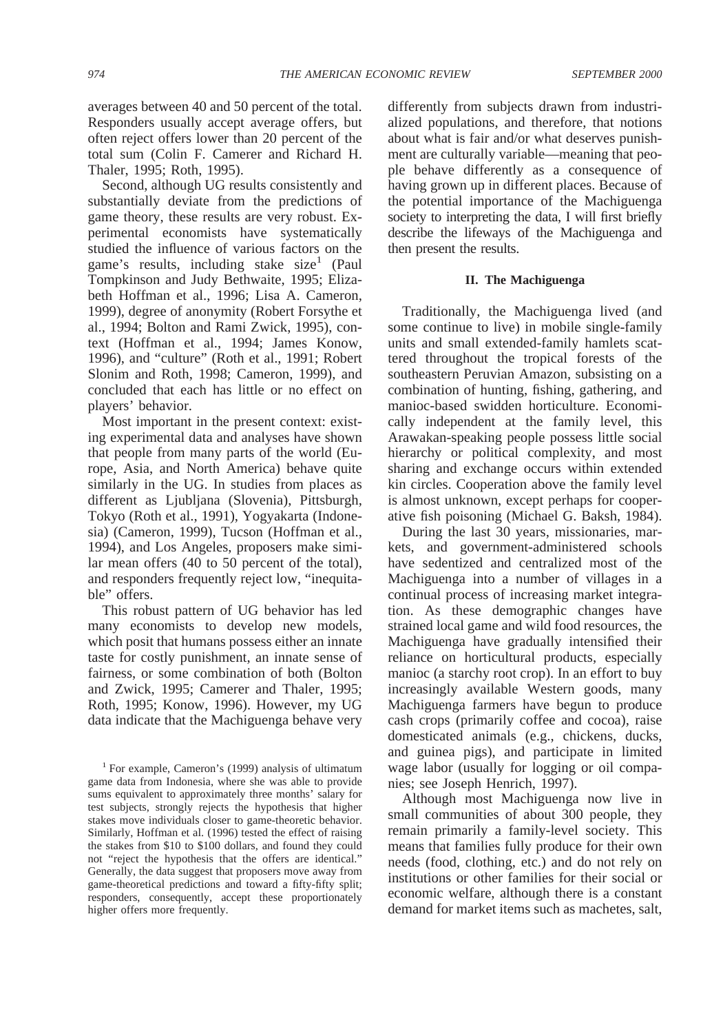averages between 40 and 50 percent of the total. Responders usually accept average offers, but often reject offers lower than 20 percent of the total sum (Colin F. Camerer and Richard H. Thaler, 1995; Roth, 1995).

Second, although UG results consistently and substantially deviate from the predictions of game theory, these results are very robust. Experimental economists have systematically studied the influence of various factors on the game's results, including stake size[1] (Paul Tompkinson and Judy Bethwaite, 1995; Elizabeth Hoffman et al., 1996; Lisa A. Cameron, 1999), degree of anonymity (Robert Forsythe et al., 1994; Bolton and Rami Zwick, 1995), context (Hoffman et al., 1994; James Konow, 1996), and "culture" (Roth et al., 1991; Robert Slonim and Roth, 1998; Cameron, 1999), and concluded that each has little or no effect on players' behavior.

Most important in the present context: existing experimental data and analyses have shown that people from many parts of the world (Europe, Asia, and North America) behave quite similarly in the UG. In studies from places as different as Ljubljana (Slovenia), Pittsburgh, Tokyo (Roth et al., 1991), Yogyakarta (Indonesia) (Cameron, 1999), Tucson (Hoffman et al., 1994), and Los Angeles, proposers make similar mean offers (40 to 50 percent of the total), and responders frequently reject low, "inequitable" offers.

This robust pattern of UG behavior has led many economists to develop new models, which posit that humans possess either an innate taste for costly punishment, an innate sense of fairness, or some combination of both (Bolton and Zwick, 1995; Camerer and Thaler, 1995; Roth, 1995; Konow, 1996). However, my UG data indicate that the Machiguenga behave very differently from subjects drawn from industrialized populations, and therefore, that notions about what is fair and/or what deserves punishment are culturally variable—meaning that people behave differently as a consequence of having grown up in different places. Because of the potential importance of the Machiguenga society to interpreting the data, I will first briefly describe the lifeways of the Machiguenga and then present the results.

## II. The Machiguenga

Traditionally, the Machiguenga lived (and some continue to live) in mobile single-family units and small extended-family hamlets scattered throughout the tropical forests of the southeastern Peruvian Amazon, subsisting on a combination of hunting, fishing, gathering, and manioc-based swidden horticulture. Economically independent at the family level, this Arawakan-speaking people possess little social hierarchy or political complexity, and most sharing and exchange occurs within extended kin circles. Cooperation above the family level is almost unknown, except perhaps for cooperative fish poisoning (Michael G. Baksh, 1984).

During the last 30 years, missionaries, markets, and government-administered schools have sedentized and centralized most of the Machiguenga into a number of villages in a continual process of increasing market integration. As these demographic changes have strained local game and wild food resources, the Machiguenga have gradually intensified their reliance on horticultural products, especially manioc (a starchy root crop). In an effort to buy increasingly available Western goods, many Machiguenga farmers have begun to produce cash crops (primarily coffee and cocoa), raise domesticated animals (e.g., chickens, ducks, and guinea pigs), and participate in limited wage labor (usually for logging or oil companies; see Joseph Henrich, 1997).

Although most Machiguenga now live in small communities of about 300 people, they remain primarily a family-level society. This means that families fully produce for their own needs (food, clothing, etc.) and do not rely on institutions or other families for their social or economic welfare, although there is a constant demand for market items such as machetes, salt,

[1] For example, Cameron's (1999) analysis of ultimatum game data from Indonesia, where she was able to provide sums equivalent to approximately three months' salary for test subjects, strongly rejects the hypothesis that higher stakes move individuals closer to game-theoretic behavior. Similarly, Hoffman et al. (1996) tested the effect of raising the stakes from $10 to $100 dollars, and found they could not "reject the hypothesis that the offers are identical." Generally, the data suggest that proposers move away from game-theoretical predictions and toward a fifty-fifty split; responders, consequently, accept these proportionately higher offers more frequently.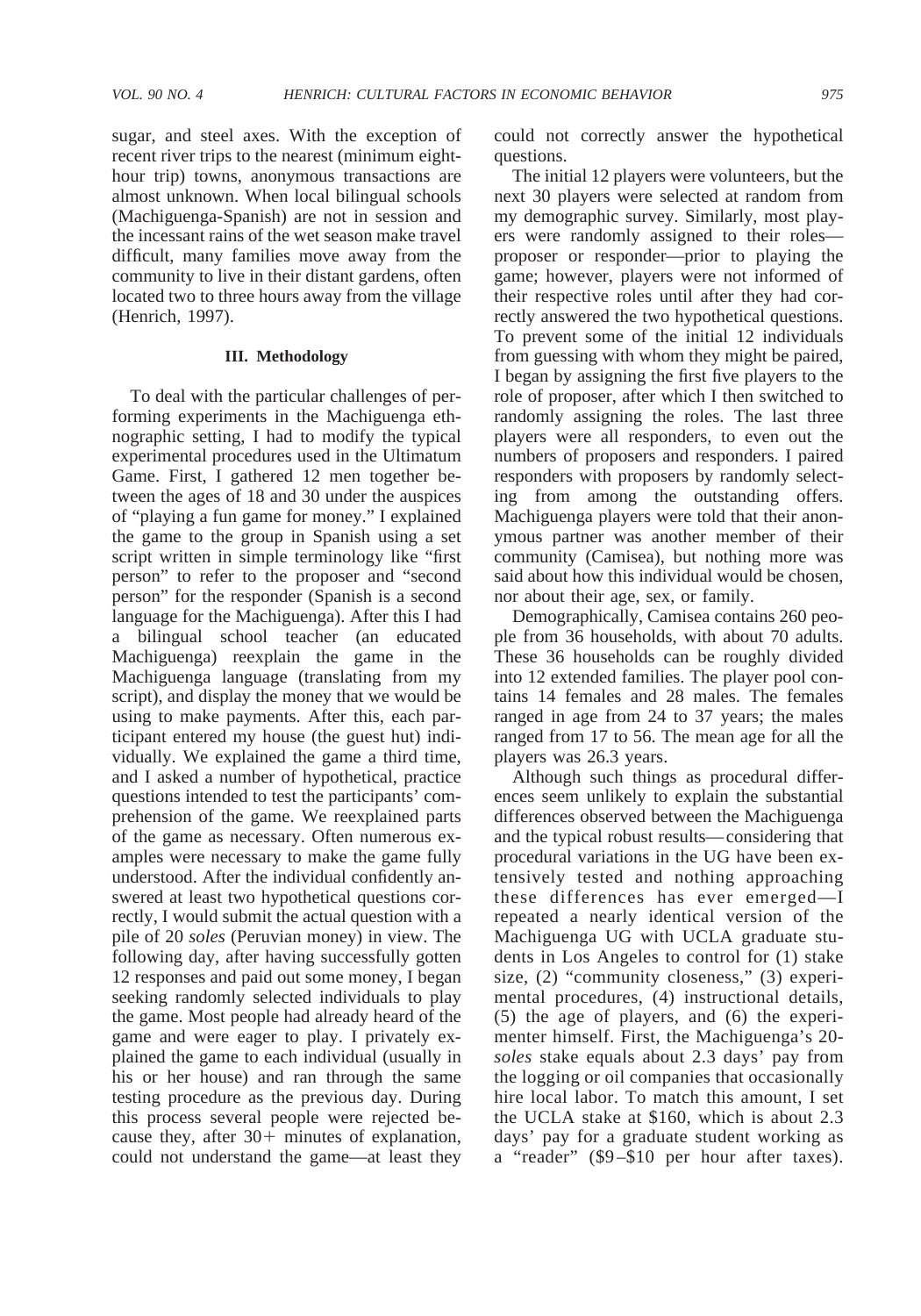sugar, and steel axes. With the exception of recent river trips to the nearest (minimum eight-hour trip) towns, anonymous transactions are almost unknown. When local bilingual schools (Machiguenga-Spanish) are not in session and the incessant rains of the wet season make travel difficult, many families move away from the community to live in their distant gardens, often located two to three hours away from the village (Henrich, 1997).

## III. Methodology

To deal with the particular challenges of performing experiments in the Machiguenga ethnographic setting, I had to modify the typical experimental procedures used in the Ultimatum Game. First, I gathered 12 men together between the ages of 18 and 30 under the auspices of "playing a fun game for money." I explained the game to the group in Spanish using a set script written in simple terminology like "first person" to refer to the proposer and "second person" for the responder (Spanish is a second language for the Machiguenga). After this I had a bilingual school teacher (an educated Machiguenga) reexplain the game in the Machiguenga language (translating from my script), and display the money that we would be using to make payments. After this, each participant entered my house (the guest hut) individually. We explained the game a third time, and I asked a number of hypothetical, practice questions intended to test the participants' comprehension of the game. We reexplained parts of the game as necessary. Often numerous examples were necessary to make the game fully understood. After the individual confidently answered at least two hypothetical questions correctly, I would submit the actual question with a pile of 20 *soles* (Peruvian money) in view. The following day, after having successfully gotten 12 responses and paid out some money, I began seeking randomly selected individuals to play the game. Most people had already heard of the game and were eager to play. I privately explained the game to each individual (usually in his or her house) and ran through the same testing procedure as the previous day. During this process several people were rejected because they, after 30+ minutes of explanation, could not understand the game—at least they could not correctly answer the hypothetical questions.

The initial 12 players were volunteers, but the next 30 players were selected at random from my demographic survey. Similarly, most players were randomly assigned to their roles—proposer or responder—prior to playing the game; however, players were not informed of their respective roles until after they had correctly answered the two hypothetical questions. To prevent some of the initial 12 individuals from guessing with whom they might be paired, I began by assigning the first five players to the role of proposer, after which I then switched to randomly assigning the roles. The last three players were all responders, to even out the numbers of proposers and responders. I paired responders with proposers by randomly selecting from among the outstanding offers. Machiguenga players were told that their anonymous partner was another member of their community (Camisea), but nothing more was said about how this individual would be chosen, nor about their age, sex, or family.

Demographically, Camisea contains 260 people from 36 households, with about 70 adults. These 36 households can be roughly divided into 12 extended families. The player pool contains 14 females and 28 males. The females ranged in age from 24 to 37 years; the males ranged from 17 to 56. The mean age for all the players was 26.3 years.

Although such things as procedural differences seem unlikely to explain the substantial differences observed between the Machiguenga and the typical robust results—considering that procedural variations in the UG have been extensively tested and nothing approaching these differences has ever emerged—I repeated a nearly identical version of the Machiguenga UG with UCLA graduate students in Los Angeles to control for (1) stake size, (2) "community closeness," (3) experimental procedures, (4) instructional details, (5) the age of players, and (6) the experimenter himself. First, the Machiguenga's 20-*soles* stake equals about 2.3 days' pay from the logging or oil companies that occasionally hire local labor. To match this amount, I set the UCLA stake at \$160, which is about 2.3 days' pay for a graduate student working as a "reader" (\$9–\$10 per hour after taxes).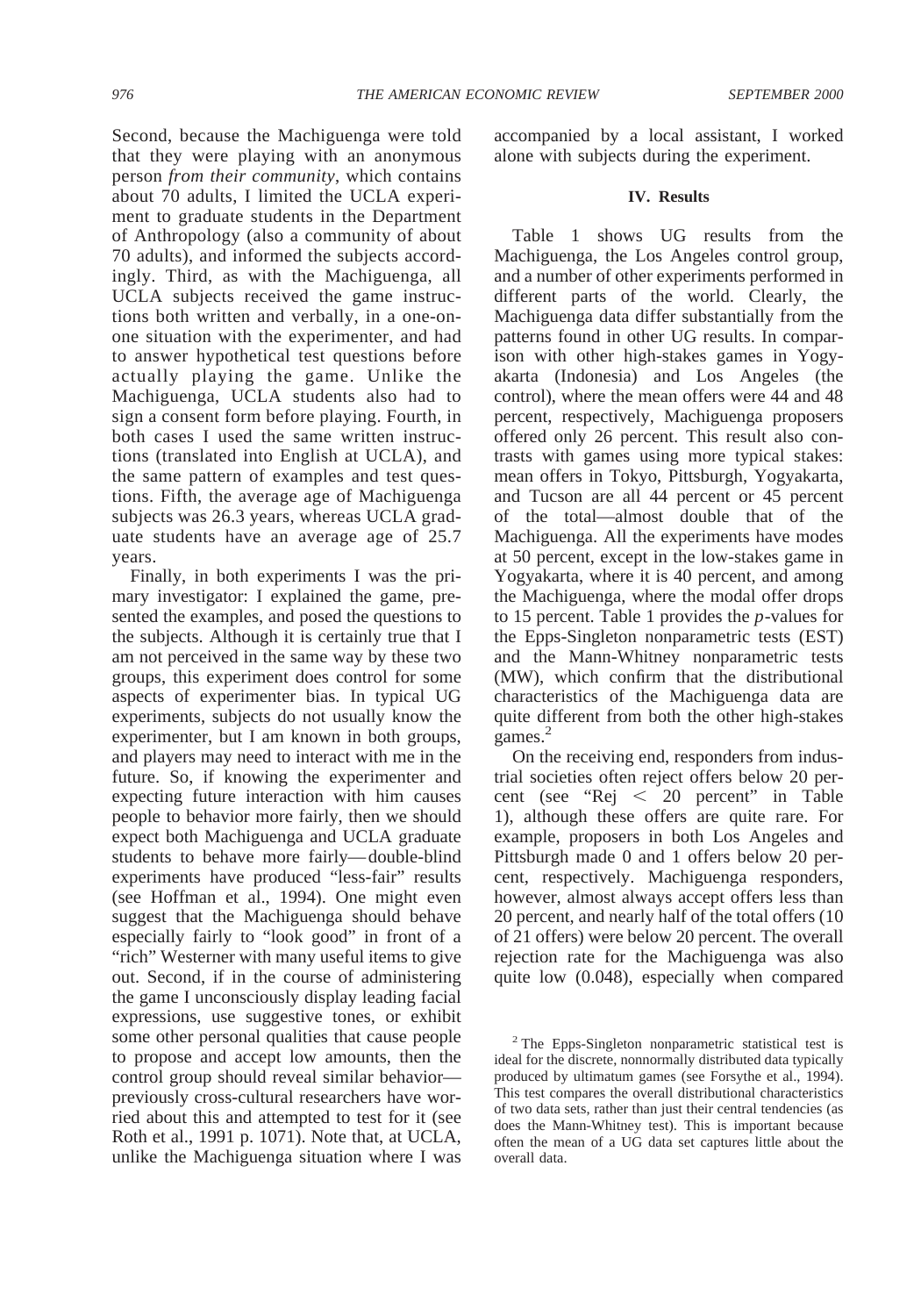Second, because the Machiguenga were told that they were playing with an anonymous person *from their community*, which contains about 70 adults, I limited the UCLA experiment to graduate students in the Department of Anthropology (also a community of about 70 adults), and informed the subjects accordingly. Third, as with the Machiguenga, all UCLA subjects received the game instructions both written and verbally, in a one-on-one situation with the experimenter, and had to answer hypothetical test questions before actually playing the game. Unlike the Machiguenga, UCLA students also had to sign a consent form before playing. Fourth, in both cases I used the same written instructions (translated into English at UCLA), and the same pattern of examples and test questions. Fifth, the average age of Machiguenga subjects was 26.3 years, whereas UCLA graduate students have an average age of 25.7 years.

Finally, in both experiments I was the primary investigator: I explained the game, presented the examples, and posed the questions to the subjects. Although it is certainly true that I am not perceived in the same way by these two groups, this experiment does control for some aspects of experimenter bias. In typical UG experiments, subjects do not usually know the experimenter, but I am known in both groups, and players may need to interact with me in the future. So, if knowing the experimenter and expecting future interaction with him causes people to behavior more fairly, then we should expect both Machiguenga and UCLA graduate students to behave more fairly—double-blind experiments have produced "less-fair" results (see Hoffman et al., 1994). One might even suggest that the Machiguenga should behave especially fairly to "look good" in front of a "rich" Westerner with many useful items to give out. Second, if in the course of administering the game I unconsciously display leading facial expressions, use suggestive tones, or exhibit some other personal qualities that cause people to propose and accept low amounts, then the control group should reveal similar behavior—previously cross-cultural researchers have worried about this and attempted to test for it (see Roth et al., 1991 p. 1071). Note that, at UCLA, unlike the Machiguenga situation where I was accompanied by a local assistant, I worked alone with subjects during the experiment.

## IV. Results

Table 1 shows UG results from the Machiguenga, the Los Angeles control group, and a number of other experiments performed in different parts of the world. Clearly, the Machiguenga data differ substantially from the patterns found in other UG results. In comparison with other high-stakes games in Yogyakarta (Indonesia) and Los Angeles (the control), where the mean offers were 44 and 48 percent, respectively, Machiguenga proposers offered only 26 percent. This result also contrasts with games using more typical stakes: mean offers in Tokyo, Pittsburgh, Yogyakarta, and Tucson are all 44 percent or 45 percent of the total—almost double that of the Machiguenga. All the experiments have modes at 50 percent, except in the low-stakes game in Yogyakarta, where it is 40 percent, and among the Machiguenga, where the modal offer drops to 15 percent. Table 1 provides the *p*-values for the Epps-Singleton nonparametric tests (EST) and the Mann-Whitney nonparametric tests (MW), which confirm that the distributional characteristics of the Machiguenga data are quite different from both the other high-stakes games.[2]

On the receiving end, responders from industrial societies often reject offers below 20 percent (see "Rej $<$ 20 percent" in Table 1), although these offers are quite rare. For example, proposers in both Los Angeles and Pittsburgh made 0 and 1 offers below 20 percent, respectively. Machiguenga responders, however, almost always accept offers less than 20 percent, and nearly half of the total offers (10 of 21 offers) were below 20 percent. The overall rejection rate for the Machiguenga was also quite low (0.048), especially when compared

[2] The Epps-Singleton nonparametric statistical test is ideal for the discrete, nonnormally distributed data typically produced by ultimatum games (see Forsythe et al., 1994). This test compares the overall distributional characteristics of two data sets, rather than just their central tendencies (as does the Mann-Whitney test). This is important because often the mean of a UG data set captures little about the overall data.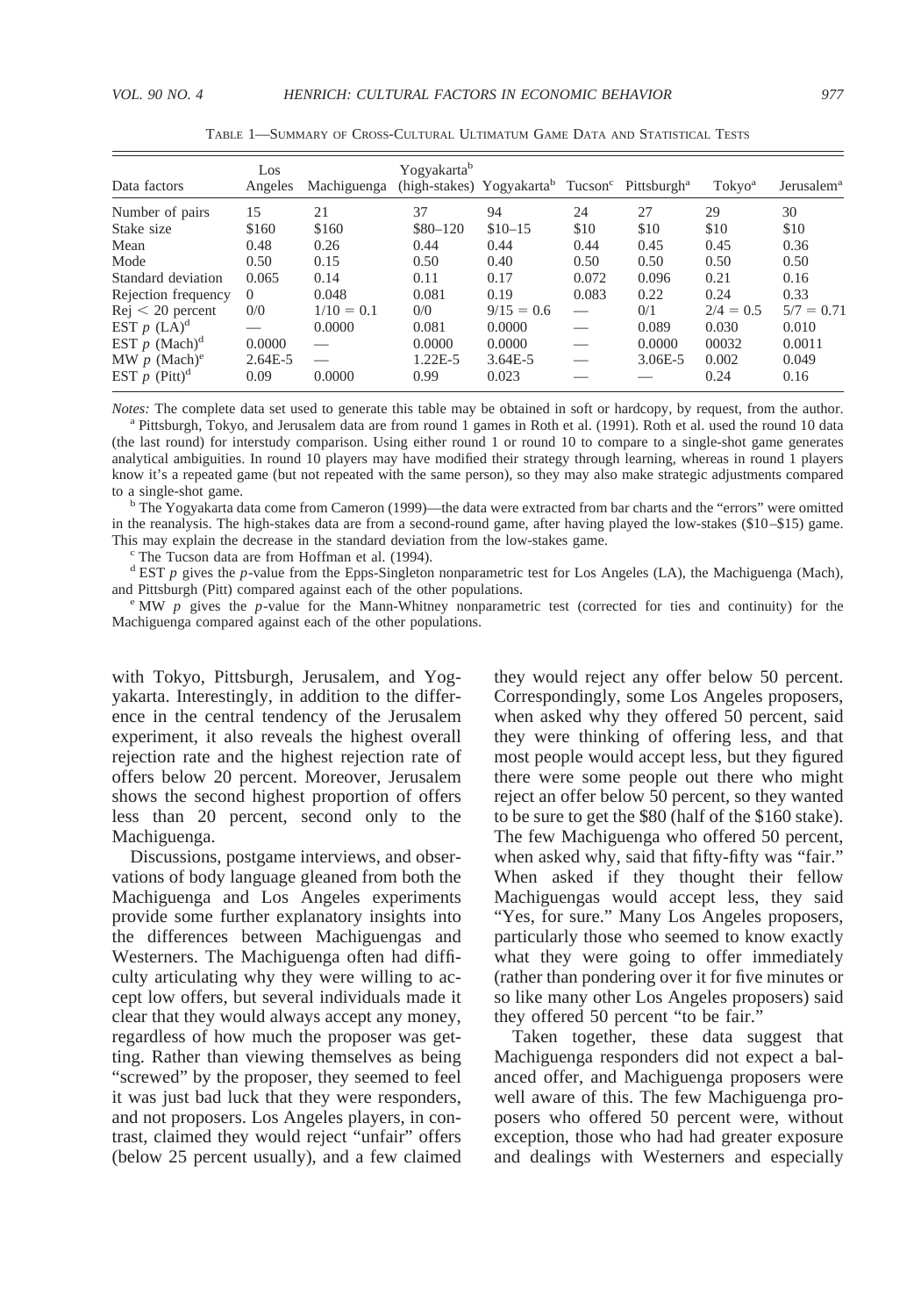TABLE 1—SUMMARY OF CROSS-CULTURAL ULTIMATUM GAME DATA AND STATISTICAL TESTS

| Data factors | Los Angeles | Machiguenga | Yogyakarta[b] (high-stakes) | Yogyakarta[b] | Tucson[c] | Pittsburgh[a] | Tokyo[a] | Jerusalem[a] |
|---|---|---|---|---|---|---|---|---|
| Number of pairs | 15 | 21 | 37 | 94 | 24 | 27 | 29 | 30 |
| Stake size | \$160 | \$160 | \$80–120 | \$10–15 | \$10 | \$10 | \$10 | \$10 |
| Mean | 0.48 | 0.26 | 0.44 | 0.44 | 0.44 | 0.45 | 0.45 | 0.36 |
| Mode | 0.50 | 0.15 | 0.50 | 0.40 | 0.50 | 0.50 | 0.50 | 0.50 |
| Standard deviation | 0.065 | 0.14 | 0.11 | 0.17 | 0.072 | 0.096 | 0.21 | 0.16 |
| Rejection frequency | 0 | 0.048 | 0.081 | 0.19 | 0.083 | 0.22 | 0.24 | 0.33 |
| Rej < 20 percent | 0/0 | 1/10 = 0.1 | 0/0 | 9/15 = 0.6 | — | 0/1 | 2/4 = 0.5 | 5/7 = 0.71 |
| EST $p$ (LA)[d] | — | 0.0000 | 0.081 | 0.0000 | — | 0.089 | 0.030 | 0.010 |
| EST $p$ (Mach)[d] | 0.0000 | — | 0.0000 | 0.0000 | — | 0.0000 | 00032 | 0.0011 |
| MW $p$ (Mach)[e] | 2.64E-5 | — | 1.22E-5 | 3.64E-5 | — | 3.06E-5 | 0.002 | 0.049 |
| EST $p$ (Pitt)[d] | 0.09 | 0.0000 | 0.99 | 0.023 | — | — | 0.24 | 0.16 |

*Notes:* The complete data set used to generate this table may be obtained in soft or hardcopy, by request, from the author.

[a] Pittsburgh, Tokyo, and Jerusalem data are from round 1 games in Roth et al. (1991). Roth et al. used the round 10 data (the last round) for interstudy comparison. Using either round 1 or round 10 to compare to a single-shot game generates analytical ambiguities. In round 10 players may have modified their strategy through learning, whereas in round 1 players know it's a repeated game (but not repeated with the same person), so they may also make strategic adjustments compared to a single-shot game.

[b] The Yogyakarta data come from Cameron (1999)—the data were extracted from bar charts and the "errors" were omitted in the reanalysis. The high-stakes data are from a second-round game, after having played the low-stakes (\$10–\$15) game. This may explain the decrease in the standard deviation from the low-stakes game.

[c] The Tucson data are from Hoffman et al. (1994).

[d] EST $p$ gives the $p$-value from the Epps-Singleton nonparametric test for Los Angeles (LA), the Machiguenga (Mach), and Pittsburgh (Pitt) compared against each of the other populations.

[e] MW $p$ gives the $p$-value for the Mann-Whitney nonparametric test (corrected for ties and continuity) for the Machiguenga compared against each of the other populations.

with Tokyo, Pittsburgh, Jerusalem, and Yogyakarta. Interestingly, in addition to the difference in the central tendency of the Jerusalem experiment, it also reveals the highest overall rejection rate and the highest rejection rate of offers below 20 percent. Moreover, Jerusalem shows the second highest proportion of offers less than 20 percent, second only to the Machiguenga.

Discussions, postgame interviews, and observations of body language gleaned from both the Machiguenga and Los Angeles experiments provide some further explanatory insights into the differences between Machiguengas and Westerners. The Machiguenga often had difficulty articulating why they were willing to accept low offers, but several individuals made it clear that they would always accept any money, regardless of how much the proposer was getting. Rather than viewing themselves as being "screwed" by the proposer, they seemed to feel it was just bad luck that they were responders, and not proposers. Los Angeles players, in contrast, claimed they would reject "unfair" offers (below 25 percent usually), and a few claimed they would reject any offer below 50 percent. Correspondingly, some Los Angeles proposers, when asked why they offered 50 percent, said they were thinking of offering less, and that most people would accept less, but they figured there were some people out there who might reject an offer below 50 percent, so they wanted to be sure to get the \$80 (half of the \$160 stake). The few Machiguenga who offered 50 percent, when asked why, said that fifty-fifty was "fair." When asked if they thought that their fellow Machiguengas would accept less, they said "Yes, for sure." Many Los Angeles proposers, particularly those who seemed to know exactly what they were going to offer immediately (rather than pondering over it for five minutes or so like many other Los Angeles proposers) said they offered 50 percent "to be fair."

Taken together, these data suggest that Machiguenga responders did not expect a balanced offer, and Machiguenga proposers were well aware of this. The few Machiguenga proposers who offered 50 percent were, without exception, those who had had greater exposure and dealings with Westerners and especially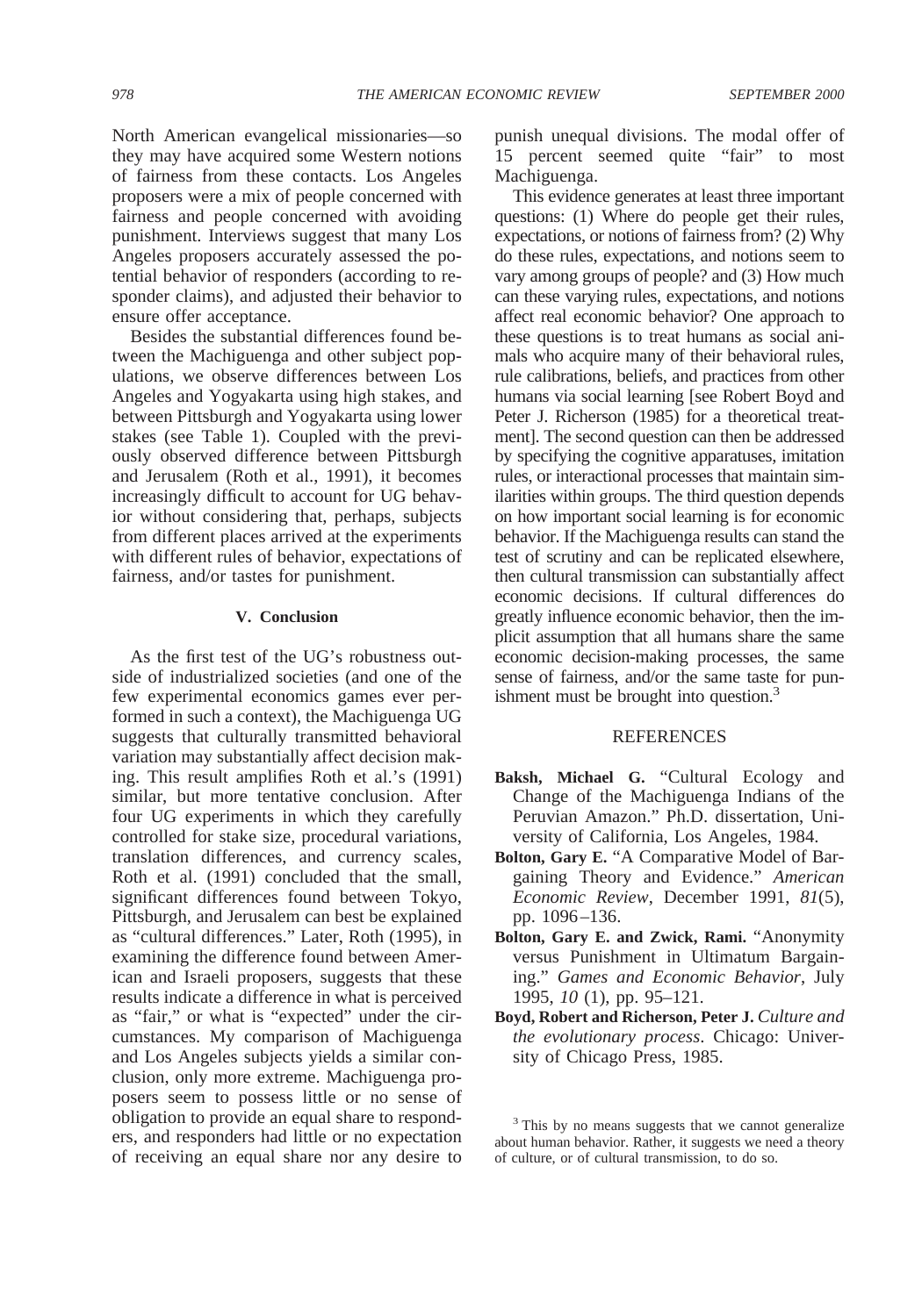North American evangelical missionaries—so they may have acquired some Western notions of fairness from these contacts. Los Angeles proposers were a mix of people concerned with fairness and people concerned with avoiding punishment. Interviews suggest that many Los Angeles proposers accurately assessed the potential behavior of responders (according to responder claims), and adjusted their behavior to ensure offer acceptance.

Besides the substantial differences found between the Machiguenga and other subject populations, we observe differences between Los Angeles and Yogyakarta using high stakes, and between Pittsburgh and Yogyakarta using lower stakes (see Table 1). Coupled with the previously observed difference between Pittsburgh and Jerusalem (Roth et al., 1991), it becomes increasingly difficult to account for UG behavior without considering that, perhaps, subjects from different places arrived at the experiments with different rules of behavior, expectations of fairness, and/or tastes for punishment.

## V. Conclusion

As the first test of the UG's robustness outside of industrialized societies (and one of the few experimental economics games ever performed in such a context), the Machiguenga UG suggests that culturally transmitted behavioral variation may substantially affect decision making. This result amplifies Roth et al.'s (1991) similar, but more tentative conclusion. After four UG experiments in which they carefully controlled for stake size, procedural variations, translation differences, and currency scales, Roth et al. (1991) concluded that the small, significant differences found between Tokyo, Pittsburgh, and Jerusalem can best be explained as "cultural differences." Later, Roth (1995), in examining the difference found between American and Israeli proposers, suggests that these results indicate a difference in what is perceived as "fair," or what is "expected" under the circumstances. My comparison of Machiguenga and Los Angeles subjects yields a similar conclusion, only more extreme. Machiguenga proposers seem to possess little or no sense of obligation to provide an equal share to responders, and responders had little or no expectation of receiving an equal share nor any desire to punish unequal divisions. The modal offer of 15 percent seemed quite "fair" to most Machiguenga.

This evidence generates at least three important questions: (1) Where do people get their rules, expectations, or notions of fairness from? (2) Why do these rules, expectations, and notions seem to vary among groups of people? and (3) How much can these varying rules, expectations, and notions affect real economic behavior? One approach to these questions is to treat humans as social animals who acquire many of their behavioral rules, rule calibrations, beliefs, and practices from other humans via social learning [see Robert Boyd and Peter J. Richerson (1985) for a theoretical treatment]. The second question can then be addressed by specifying the cognitive apparatuses, imitation rules, or interactional processes that maintain similarities within groups. The third question depends on how important social learning is for economic behavior. If the Machiguenga results can stand the test of scrutiny and can be replicated elsewhere, then cultural transmission can substantially affect economic decisions. If cultural differences do greatly influence economic behavior, then the implicit assumption that all humans share the same economic decision-making processes, the same sense of fairness, and/or the same taste for punishment must be brought into question.[3]

[3] This by no means suggests that we cannot generalize about human behavior. Rather, it suggests we need a theory of culture, or of cultural transmission, to do so.

## REFERENCES

**Baksh, Michael G.** "Cultural Ecology and Change of the Machiguenga Indians of the Peruvian Amazon." Ph.D. dissertation, University of California, Los Angeles, 1984.

**Bolton, Gary E.** "A Comparative Model of Bargaining Theory and Evidence." *American Economic Review*, December 1991, *81*(5), pp. 1096–136.

**Bolton, Gary E. and Zwick, Rami.** "Anonymity versus Punishment in Ultimatum Bargaining." *Games and Economic Behavior*, July 1995, *10* (1), pp. 95–121.

**Boyd, Robert and Richerson, Peter J.** *Culture and the evolutionary process*. Chicago: University of Chicago Press, 1985.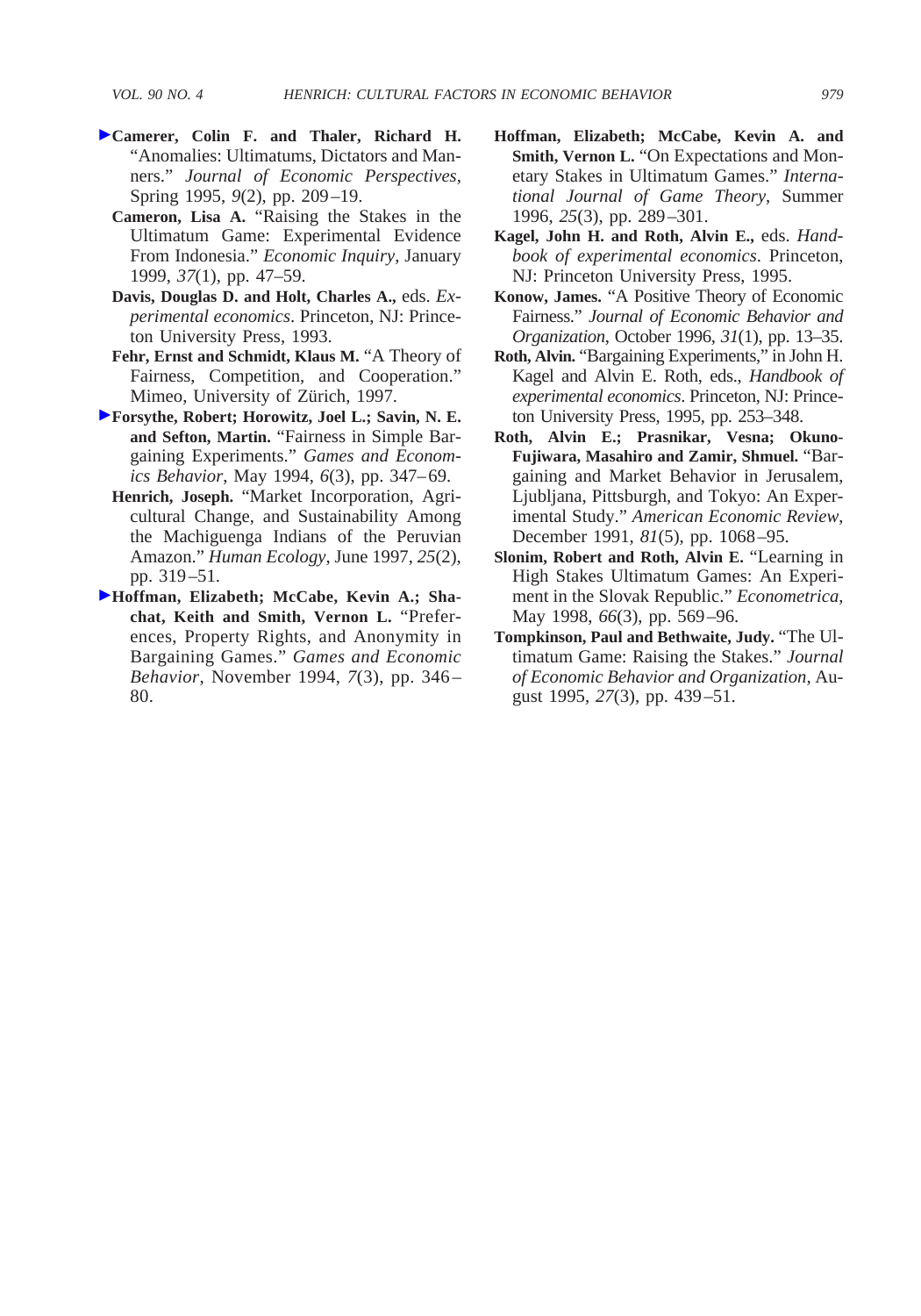**Camerer, Colin F. and Thaler, Richard H.** "Anomalies: Ultimatums, Dictators and Manners." *Journal of Economic Perspectives*, Spring 1995, *9*(2), pp. 209–19.

**Cameron, Lisa A.** "Raising the Stakes in the Ultimatum Game: Experimental Evidence From Indonesia." *Economic Inquiry*, January 1999, *37*(1), pp. 47–59.

**Davis, Douglas D. and Holt, Charles A.,** eds. *Experimental economics*. Princeton, NJ: Princeton University Press, 1993.

**Fehr, Ernst and Schmidt, Klaus M.** "A Theory of Fairness, Competition, and Cooperation." Mimeo, University of Zürich, 1997.

**Forsythe, Robert; Horowitz, Joel L.; Savin, N. E. and Sefton, Martin.** "Fairness in Simple Bargaining Experiments." *Games and Economics Behavior*, May 1994, *6*(3), pp. 347–69.

**Henrich, Joseph.** "Market Incorporation, Agricultural Change, and Sustainability Among the Machiguenga Indians of the Peruvian Amazon." *Human Ecology*, June 1997, *25*(2), pp. 319–51.

**Hoffman, Elizabeth; McCabe, Kevin A.; Shachat, Keith and Smith, Vernon L.** "Preferences, Property Rights, and Anonymity in Bargaining Games." *Games and Economic Behavior*, November 1994, *7*(3), pp. 346–80.

**Hoffman, Elizabeth; McCabe, Kevin A. and Smith, Vernon L.** "On Expectations and Monetary Stakes in Ultimatum Games." *International Journal of Game Theory*, Summer 1996, *25*(3), pp. 289–301.

**Kagel, John H. and Roth, Alvin E.,** eds. *Handbook of experimental economics*. Princeton, NJ: Princeton University Press, 1995.

**Konow, James.** "A Positive Theory of Economic Fairness." *Journal of Economic Behavior and Organization*, October 1996, *31*(1), pp. 13–35.

**Roth, Alvin.** "Bargaining Experiments," in John H. Kagel and Alvin E. Roth, eds., *Handbook of experimental economics*. Princeton, NJ: Princeton University Press, 1995, pp. 253–348.

**Roth, Alvin E.; Prasnikar, Vesna; Okuno-Fujiwara, Masahiro and Zamir, Shmuel.** "Bargaining and Market Behavior in Jerusalem, Ljubljana, Pittsburgh, and Tokyo: An Experimental Study." *American Economic Review*, December 1991, *81*(5), pp. 1068–95.

**Slonim, Robert and Roth, Alvin E.** "Learning in High Stakes Ultimatum Games: An Experiment in the Slovak Republic." *Econometrica*, May 1998, *66*(3), pp. 569–96.

**Tompkinson, Paul and Bethwaite, Judy.** "The Ultimatum Game: Raising the Stakes." *Journal of Economic Behavior and Organization*, August 1995, *27*(3), pp. 439–51.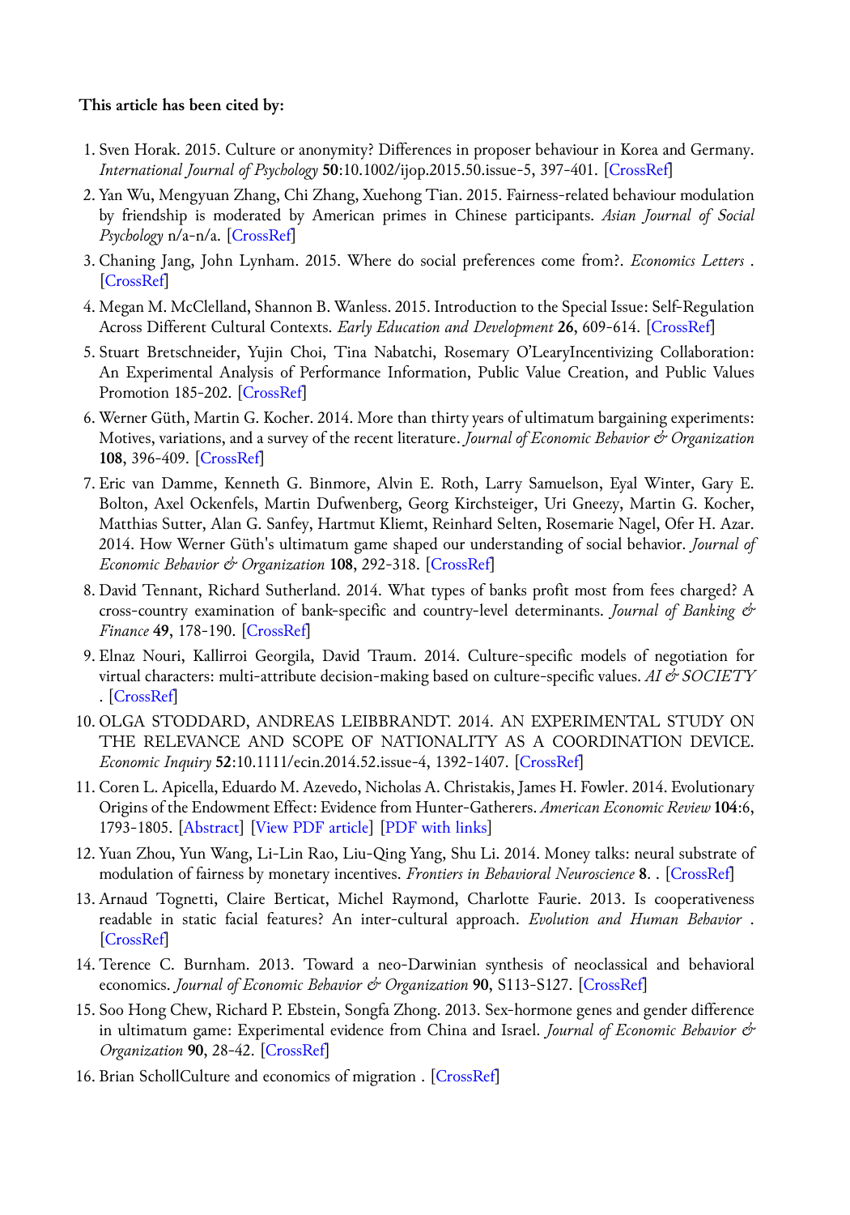**This article has been cited by:**

1. Sven Horak. 2015. Culture or anonymity? Differences in proposer behaviour in Korea and Germany. *International Journal of Psychology* **50**:10.1002/ijop.2015.50.issue-5, 397-401. [CrossRef]
2. Yan Wu, Mengyuan Zhang, Chi Zhang, Xuehong Tian. 2015. Fairness-related behaviour modulation by friendship is moderated by American primes in Chinese participants. *Asian Journal of Social Psychology* n/a-n/a. [CrossRef]
3. Chaning Jang, John Lynham. 2015. Where do social preferences come from?. *Economics Letters* . [CrossRef]
4. Megan M. McClelland, Shannon B. Wanless. 2015. Introduction to the Special Issue: Self-Regulation Across Different Cultural Contexts. *Early Education and Development* **26**, 609-614. [CrossRef]
5. Stuart Bretschneider, Yujin Choi, Tina Nabatchi, Rosemary O'LearyIncentivizing Collaboration: An Experimental Analysis of Performance Information, Public Value Creation, and Public Values Promotion 185-202. [CrossRef]
6. Werner Güth, Martin G. Kocher. 2014. More than thirty years of ultimatum bargaining experiments: Motives, variations, and a survey of the recent literature. *Journal of Economic Behavior & Organization* **108**, 396-409. [CrossRef]
7. Eric van Damme, Kenneth G. Binmore, Alvin E. Roth, Larry Samuelson, Eyal Winter, Gary E. Bolton, Axel Ockenfels, Martin Dufwenberg, Georg Kirchsteiger, Uri Gneezy, Martin G. Kocher, Matthias Sutter, Alan G. Sanfey, Hartmut Kliemt, Reinhard Selten, Rosemarie Nagel, Ofer H. Azar. 2014. How Werner Güth's ultimatum game shaped our understanding of social behavior. *Journal of Economic Behavior & Organization* **108**, 292-318. [CrossRef]
8. David Tennant, Richard Sutherland. 2014. What types of banks profit most from fees charged? A cross-country examination of bank-specific and country-level determinants. *Journal of Banking & Finance* **49**, 178-190. [CrossRef]
9. Elnaz Nouri, Kallirroi Georgila, David Traum. 2014. Culture-specific models of negotiation for virtual characters: multi-attribute decision-making based on culture-specific values. *AI & SOCIETY* . [CrossRef]
10. OLGA STODDARD, ANDREAS LEIBBRANDT. 2014. AN EXPERIMENTAL STUDY ON THE RELEVANCE AND SCOPE OF NATIONALITY AS A COORDINATION DEVICE. *Economic Inquiry* **52**:10.1111/ecin.2014.52.issue-4, 1392-1407. [CrossRef]
11. Coren L. Apicella, Eduardo M. Azevedo, Nicholas A. Christakis, James H. Fowler. 2014. Evolutionary Origins of the Endowment Effect: Evidence from Hunter-Gatherers. *American Economic Review* **104**:6, 1793-1805. [Abstract] [View PDF article] [PDF with links]
12. Yuan Zhou, Yun Wang, Li-Lin Rao, Liu-Qing Yang, Shu Li. 2014. Money talks: neural substrate of modulation of fairness by monetary incentives. *Frontiers in Behavioral Neuroscience* **8**. . [CrossRef]
13. Arnaud Tognetti, Claire Berticat, Michel Raymond, Charlotte Faurie. 2013. Is cooperativeness readable in static facial features? An inter-cultural approach. *Evolution and Human Behavior* . [CrossRef]
14. Terence C. Burnham. 2013. Toward a neo-Darwinian synthesis of neoclassical and behavioral economics. *Journal of Economic Behavior & Organization* **90**, S113-S127. [CrossRef]
15. Soo Hong Chew, Richard P. Ebstein, Songfa Zhong. 2013. Sex-hormone genes and gender difference in ultimatum game: Experimental evidence from China and Israel. *Journal of Economic Behavior & Organization* **90**, 28-42. [CrossRef]
16. Brian SchollCulture and economics of migration . [CrossRef]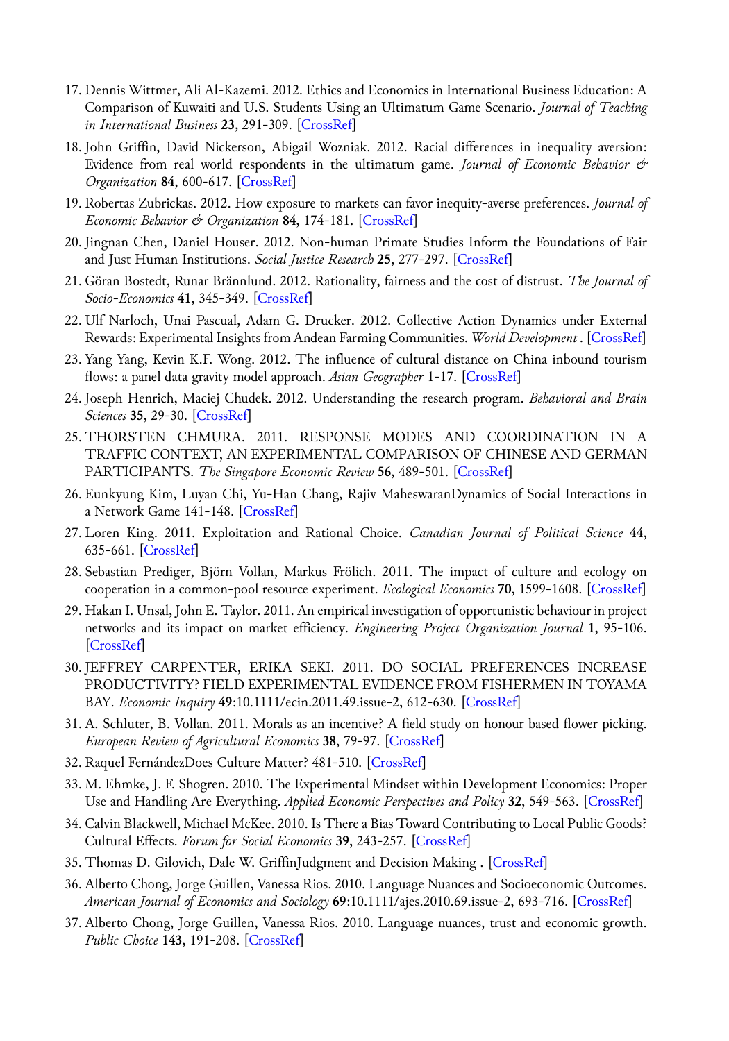17. Dennis Wittmer, Ali Al-Kazemi. 2012. Ethics and Economics in International Business Education: A Comparison of Kuwaiti and U.S. Students Using an Ultimatum Game Scenario. *Journal of Teaching in International Business* **23**, 291-309. [CrossRef]
18. John Griffin, David Nickerson, Abigail Wozniak. 2012. Racial differences in inequality aversion: Evidence from real world respondents in the ultimatum game. *Journal of Economic Behavior & Organization* **84**, 600-617. [CrossRef]
19. Robertas Zubrickas. 2012. How exposure to markets can favor inequity-averse preferences. *Journal of Economic Behavior & Organization* **84**, 174-181. [CrossRef]
20. Jingnan Chen, Daniel Houser. 2012. Non-human Primate Studies Inform the Foundations of Fair and Just Human Institutions. *Social Justice Research* **25**, 277-297. [CrossRef]
21. Göran Bostedt, Runar Brännlund. 2012. Rationality, fairness and the cost of distrust. *The Journal of Socio-Economics* **41**, 345-349. [CrossRef]
22. Ulf Narloch, Unai Pascual, Adam G. Drucker. 2012. Collective Action Dynamics under External Rewards: Experimental Insights from Andean Farming Communities. *World Development* . [CrossRef]
23. Yang Yang, Kevin K.F. Wong. 2012. The influence of cultural distance on China inbound tourism flows: a panel data gravity model approach. *Asian Geographer* 1-17. [CrossRef]
24. Joseph Henrich, Maciej Chudek. 2012. Understanding the research program. *Behavioral and Brain Sciences* **35**, 29-30. [CrossRef]
25. THORSTEN CHMURA. 2011. RESPONSE MODES AND COORDINATION IN A TRAFFIC CONTEXT, AN EXPERIMENTAL COMPARISON OF CHINESE AND GERMAN PARTICIPANTS. *The Singapore Economic Review* **56**, 489-501. [CrossRef]
26. Eunkyung Kim, Luyan Chi, Yu-Han Chang, Rajiv MaheswaranDynamics of Social Interactions in a Network Game 141-148. [CrossRef]
27. Loren King. 2011. Exploitation and Rational Choice. *Canadian Journal of Political Science* **44**, 635-661. [CrossRef]
28. Sebastian Prediger, Björn Vollan, Markus Frölich. 2011. The impact of culture and ecology on cooperation in a common-pool resource experiment. *Ecological Economics* **70**, 1599-1608. [CrossRef]
29. Hakan I. Unsal, John E. Taylor. 2011. An empirical investigation of opportunistic behaviour in project networks and its impact on market efficiency. *Engineering Project Organization Journal* **1**, 95-106. [CrossRef]
30. JEFFREY CARPENTER, ERIKA SEKI. 2011. DO SOCIAL PREFERENCES INCREASE PRODUCTIVITY? FIELD EXPERIMENTAL EVIDENCE FROM FISHERMEN IN TOYAMA BAY. *Economic Inquiry* **49**:10.1111/ecin.2011.49.issue-2, 612-630. [CrossRef]
31. A. Schluter, B. Vollan. 2011. Morals as an incentive? A field study on honour based flower picking. *European Review of Agricultural Economics* **38**, 79-97. [CrossRef]
32. Raquel FernándezDoes Culture Matter? 481-510. [CrossRef]
33. M. Ehmke, J. F. Shogren. 2010. The Experimental Mindset within Development Economics: Proper Use and Handling Are Everything. *Applied Economic Perspectives and Policy* **32**, 549-563. [CrossRef]
34. Calvin Blackwell, Michael McKee. 2010. Is There a Bias Toward Contributing to Local Public Goods? Cultural Effects. *Forum for Social Economics* **39**, 243-257. [CrossRef]
35. Thomas D. Gilovich, Dale W. GriffinJudgment and Decision Making . [CrossRef]
36. Alberto Chong, Jorge Guillen, Vanessa Rios. 2010. Language Nuances and Socioeconomic Outcomes. *American Journal of Economics and Sociology* **69**:10.1111/ajes.2010.69.issue-2, 693-716. [CrossRef]
37. Alberto Chong, Jorge Guillen, Vanessa Rios. 2010. Language nuances, trust and economic growth. *Public Choice* **143**, 191-208. [CrossRef]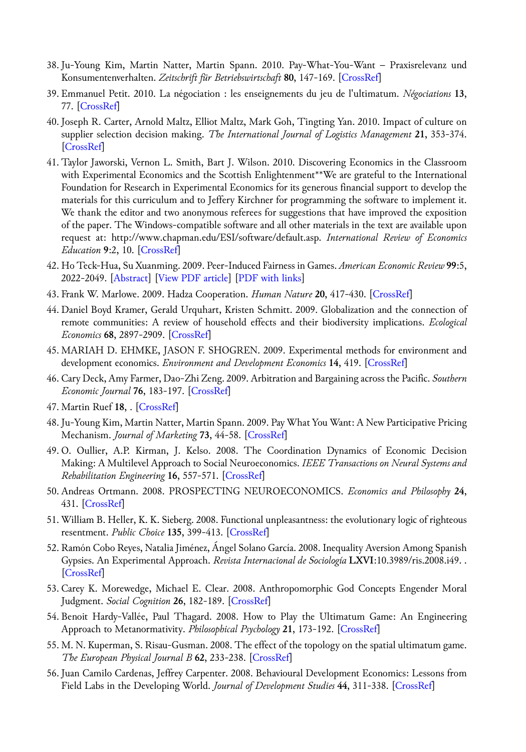38. Ju-Young Kim, Martin Natter, Martin Spann. 2010. Pay-What-You-Want – Praxisrelevanz und Konsumentenverhalten. *Zeitschrift für Betriebswirtschaft* **80**, 147-169. [CrossRef]
39. Emmanuel Petit. 2010. La négociation : les enseignements du jeu de l'ultimatum. *Négociations* **13**, 77. [CrossRef]
40. Joseph R. Carter, Arnold Maltz, Elliot Maltz, Mark Goh, Tingting Yan. 2010. Impact of culture on supplier selection decision making. *The International Journal of Logistics Management* **21**, 353-374. [CrossRef]
41. Taylor Jaworski, Vernon L. Smith, Bart J. Wilson. 2010. Discovering Economics in the Classroom with Experimental Economics and the Scottish Enlightenment**We are grateful to the International Foundation for Research in Experimental Economics for its generous financial support to develop the materials for this curriculum and to Jeffery Kirchner for programming the software to implement it. We thank the editor and two anonymous referees for suggestions that have improved the exposition of the paper. The Windows-compatible software and all other materials in the text are available upon request at: http://www.chapman.edu/ESI/software/default.asp. *International Review of Economics Education* **9**:2, 10. [CrossRef]
42. Ho Teck-Hua, Su Xuanming. 2009. Peer-Induced Fairness in Games. *American Economic Review* **99**:5, 2022-2049. [Abstract] [View PDF article] [PDF with links]
43. Frank W. Marlowe. 2009. Hadza Cooperation. *Human Nature* **20**, 417-430. [CrossRef]
44. Daniel Boyd Kramer, Gerald Urquhart, Kristen Schmitt. 2009. Globalization and the connection of remote communities: A review of household effects and their biodiversity implications. *Ecological Economics* **68**, 2897-2909. [CrossRef]
45. MARIAH D. EHMKE, JASON F. SHOGREN. 2009. Experimental methods for environment and development economics. *Environment and Development Economics* **14**, 419. [CrossRef]
46. Cary Deck, Amy Farmer, Dao-Zhi Zeng. 2009. Arbitration and Bargaining across the Pacific. *Southern Economic Journal* **76**, 183-197. [CrossRef]
47. Martin Ruef **18**, . [CrossRef]
48. Ju-Young Kim, Martin Natter, Martin Spann. 2009. Pay What You Want: A New Participative Pricing Mechanism. *Journal of Marketing* **73**, 44-58. [CrossRef]
49. O. Oullier, A.P. Kirman, J. Kelso. 2008. The Coordination Dynamics of Economic Decision Making: A Multilevel Approach to Social Neuroeconomics. *IEEE Transactions on Neural Systems and Rehabilitation Engineering* **16**, 557-571. [CrossRef]
50. Andreas Ortmann. 2008. PROSPECTING NEUROECONOMICS. *Economics and Philosophy* **24**, 431. [CrossRef]
51. William B. Heller, K. K. Sieberg. 2008. Functional unpleasantness: the evolutionary logic of righteous resentment. *Public Choice* **135**, 399-413. [CrossRef]
52. Ramón Cobo Reyes, Natalia Jiménez, Ángel Solano García. 2008. Inequality Aversion Among Spanish Gypsies. An Experimental Approach. *Revista Internacional de Sociología* **LXVI**:10.3989/ris.2008.i49. . [CrossRef]
53. Carey K. Morewedge, Michael E. Clear. 2008. Anthropomorphic God Concepts Engender Moral Judgment. *Social Cognition* **26**, 182-189. [CrossRef]
54. Benoit Hardy-Vallée, Paul Thagard. 2008. How to Play the Ultimatum Game: An Engineering Approach to Metanormativity. *Philosophical Psychology* **21**, 173-192. [CrossRef]
55. M. N. Kuperman, S. Risau-Gusman. 2008. The effect of the topology on the spatial ultimatum game. *The European Physical Journal B* **62**, 233-238. [CrossRef]
56. Juan Camilo Cardenas, Jeffrey Carpenter. 2008. Behavioural Development Economics: Lessons from Field Labs in the Developing World. *Journal of Development Studies* **44**, 311-338. [CrossRef]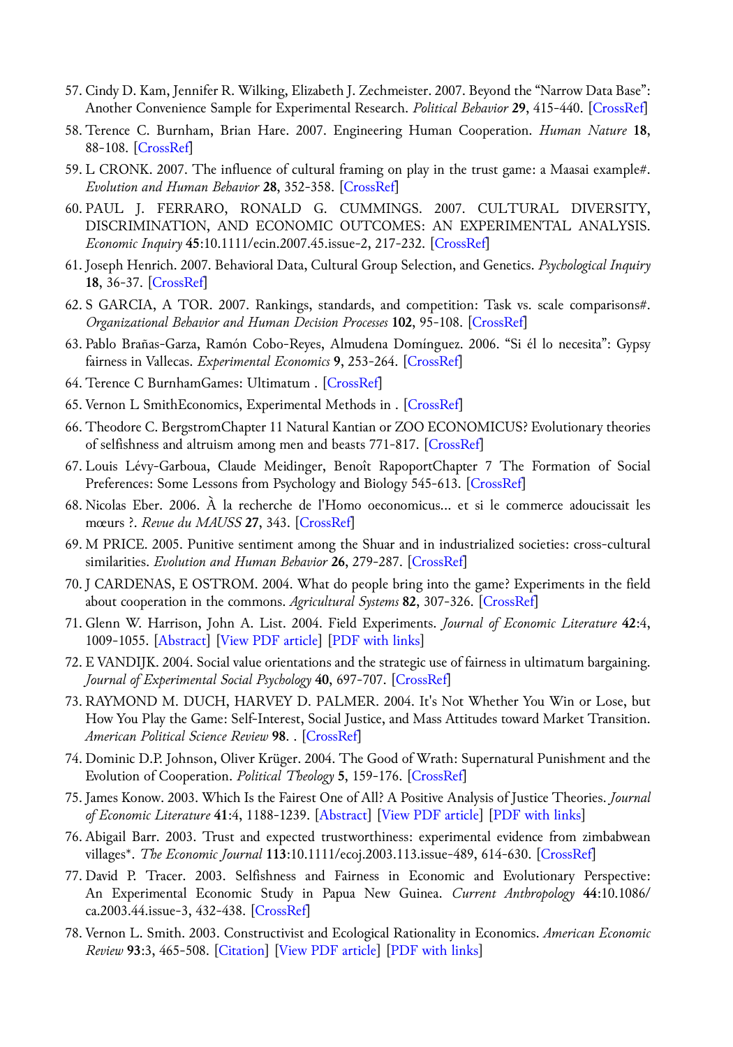57. Cindy D. Kam, Jennifer R. Wilking, Elizabeth J. Zechmeister. 2007. Beyond the “Narrow Data Base”: Another Convenience Sample for Experimental Research. *Political Behavior* **29**, 415-440. [CrossRef]
58. Terence C. Burnham, Brian Hare. 2007. Engineering Human Cooperation. *Human Nature* **18**, 88-108. [CrossRef]
59. L CRONK. 2007. The influence of cultural framing on play in the trust game: a Maasai example#. *Evolution and Human Behavior* **28**, 352-358. [CrossRef]
60. PAUL J. FERRARO, RONALD G. CUMMINGS. 2007. CULTURAL DIVERSITY, DISCRIMINATION, AND ECONOMIC OUTCOMES: AN EXPERIMENTAL ANALYSIS. *Economic Inquiry* **45**:10.1111/ecin.2007.45.issue-2, 217-232. [CrossRef]
61. Joseph Henrich. 2007. Behavioral Data, Cultural Group Selection, and Genetics. *Psychological Inquiry* **18**, 36-37. [CrossRef]
62. S GARCIA, A TOR. 2007. Rankings, standards, and competition: Task vs. scale comparisons#. *Organizational Behavior and Human Decision Processes* **102**, 95-108. [CrossRef]
63. Pablo Brañas-Garza, Ramón Cobo-Reyes, Almudena Domínguez. 2006. “Si él lo necesita”: Gypsy fairness in Vallecas. *Experimental Economics* **9**, 253-264. [CrossRef]
64. Terence C BurnhamGames: Ultimatum . [CrossRef]
65. Vernon L SmithEconomics, Experimental Methods in . [CrossRef]
66. Theodore C. BergstromChapter 11 Natural Kantian or ZOO ECONOMICUS? Evolutionary theories of selfishness and altruism among men and beasts 771-817. [CrossRef]
67. Louis Lévy-Garboua, Claude Meidinger, Benoît RapoportChapter 7 The Formation of Social Preferences: Some Lessons from Psychology and Biology 545-613. [CrossRef]
68. Nicolas Eber. 2006. À la recherche de l'Homo oeconomicus... et si le commerce adoucissait les mœurs ?. *Revue du MAUSS* **27**, 343. [CrossRef]
69. M PRICE. 2005. Punitive sentiment among the Shuar and in industrialized societies: cross-cultural similarities. *Evolution and Human Behavior* **26**, 279-287. [CrossRef]
70. J CARDENAS, E OSTROM. 2004. What do people bring into the game? Experiments in the field about cooperation in the commons. *Agricultural Systems* **82**, 307-326. [CrossRef]
71. Glenn W. Harrison, John A. List. 2004. Field Experiments. *Journal of Economic Literature* **42**:4, 1009-1055. [Abstract] [View PDF article] [PDF with links]
72. E VANDIJK. 2004. Social value orientations and the strategic use of fairness in ultimatum bargaining. *Journal of Experimental Social Psychology* **40**, 697-707. [CrossRef]
73. RAYMOND M. DUCH, HARVEY D. PALMER. 2004. It's Not Whether You Win or Lose, but How You Play the Game: Self-Interest, Social Justice, and Mass Attitudes toward Market Transition. *American Political Science Review* **98**. . [CrossRef]
74. Dominic D.P. Johnson, Oliver Krüger. 2004. The Good of Wrath: Supernatural Punishment and the Evolution of Cooperation. *Political Theology* **5**, 159-176. [CrossRef]
75. James Konow. 2003. Which Is the Fairest One of All? A Positive Analysis of Justice Theories. *Journal of Economic Literature* **41**:4, 1188-1239. [Abstract] [View PDF article] [PDF with links]
76. Abigail Barr. 2003. Trust and expected trustworthiness: experimental evidence from zimbabwean villages*. *The Economic Journal* **113**:10.1111/ecoj.2003.113.issue-489, 614-630. [CrossRef]
77. David P. Tracer. 2003. Selfishness and Fairness in Economic and Evolutionary Perspective: An Experimental Economic Study in Papua New Guinea. *Current Anthropology* **44**:10.1086/ca.2003.44.issue-3, 432-438. [CrossRef]
78. Vernon L. Smith. 2003. Constructivist and Ecological Rationality in Economics. *American Economic Review* **93**:3, 465-508. [Citation] [View PDF article] [PDF with links]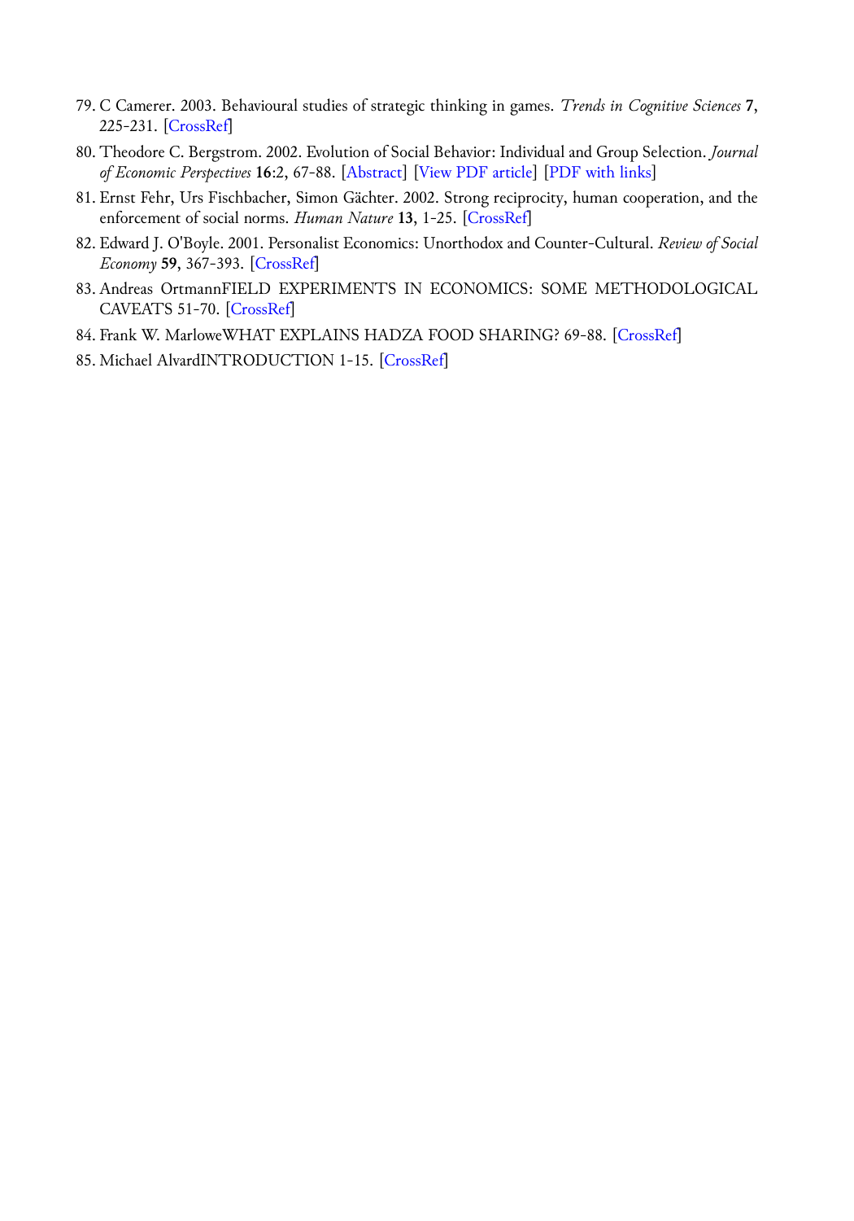79. C Camerer. 2003. Behavioural studies of strategic thinking in games. *Trends in Cognitive Sciences* **7**, 225-231. [CrossRef]
80. Theodore C. Bergstrom. 2002. Evolution of Social Behavior: Individual and Group Selection. *Journal of Economic Perspectives* **16**:2, 67-88. [Abstract] [View PDF article] [PDF with links]
81. Ernst Fehr, Urs Fischbacher, Simon Gächter. 2002. Strong reciprocity, human cooperation, and the enforcement of social norms. *Human Nature* **13**, 1-25. [CrossRef]
82. Edward J. O'Boyle. 2001. Personalist Economics: Unorthodox and Counter-Cultural. *Review of Social Economy* **59**, 367-393. [CrossRef]
83. Andreas OrtmannFIELD EXPERIMENTS IN ECONOMICS: SOME METHODOLOGICAL CAVEATS 51-70. [CrossRef]
84. Frank W. MarloweWHAT EXPLAINS HADZA FOOD SHARING? 69-88. [CrossRef]
85. Michael AlvardINTRODUCTION 1-15. [CrossRef]